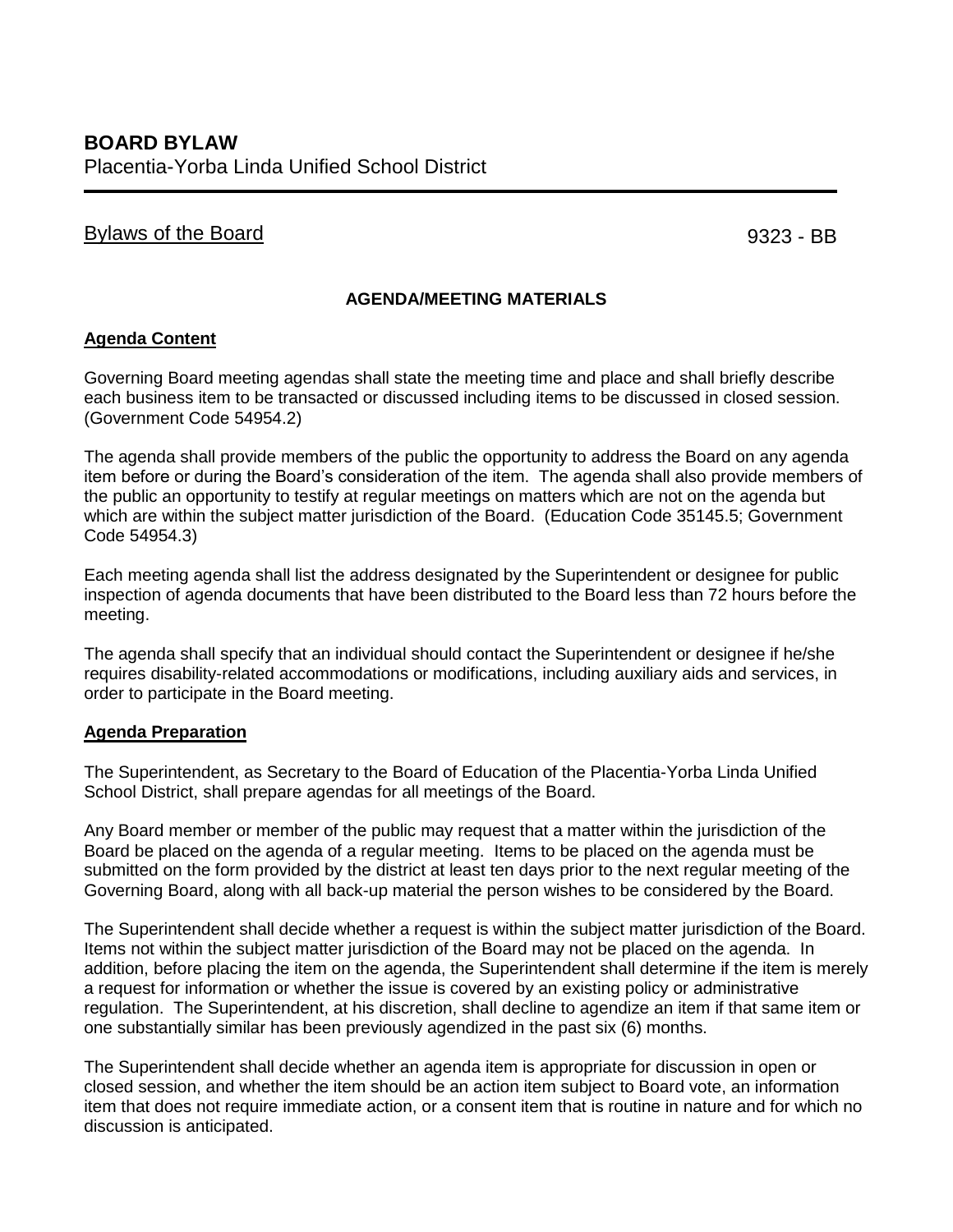# BOARD BYLAW

Placentia-Yorba Linda Unified School District

Bylaws of the Board 9323 - BB

**AGENDA/MEETING MATERIALS**

**Agenda Content**

Governing Board meeting agendas shall state the meeting time and place and shall briefly describe each business item to be transacted or discussed including items to be discussed in closed session. (Government Code 54954.2)

The agenda shall provide members of the public the opportunity to address the Board on any agenda item before or during the Board's consideration of the item. The agenda shall also provide members of the public an opportunity to testify at regular meetings on matters which are not on the agenda but which are within the subject matter jurisdiction of the Board. (Education Code 35145.5; Government Code 54954.3)

Each meeting agenda shall list the address designated by the Superintendent or designee for public inspection of agenda documents that have been distributed to the Board less than 72 hours before the meeting.

The agenda shall specify that an individual should contact the Superintendent or designee if he/she requires disability-related accommodations or modifications, including auxiliary aids and services, in order to participate in the Board meeting.

**Agenda Preparation**

The Superintendent, as Secretary to the Board of Education of the Placentia-Yorba Linda Unified School District, shall prepare agendas for all meetings of the Board.

Any Board member or member of the public may request that a matter within the jurisdiction of the Board be placed on the agenda of a regular meeting. Items to be placed on the agenda must be submitted on the form provided by the district at least ten days prior to the next regular meeting of the Governing Board, along with all back-up material the person wishes to be considered by the Board.

The Superintendent shall decide whether a request is within the subject matter jurisdiction of the Board. Items not within the subject matter jurisdiction of the Board may not be placed on the agenda. In addition, before placing the item on the agenda, the Superintendent shall determine if the item is merely a request for information or whether the issue is covered by an existing policy or administrative regulation. The Superintendent, at his discretion, shall decline to agendize an item if that same item or one substantially similar has been previously agendized in the past six (6) months.

The Superintendent shall decide whether an agenda item is appropriate for discussion in open or closed session, and whether the item should be an action item subject to Board vote, an information item that does not require immediate action, or a consent item that is routine in nature and for which no discussion is anticipated.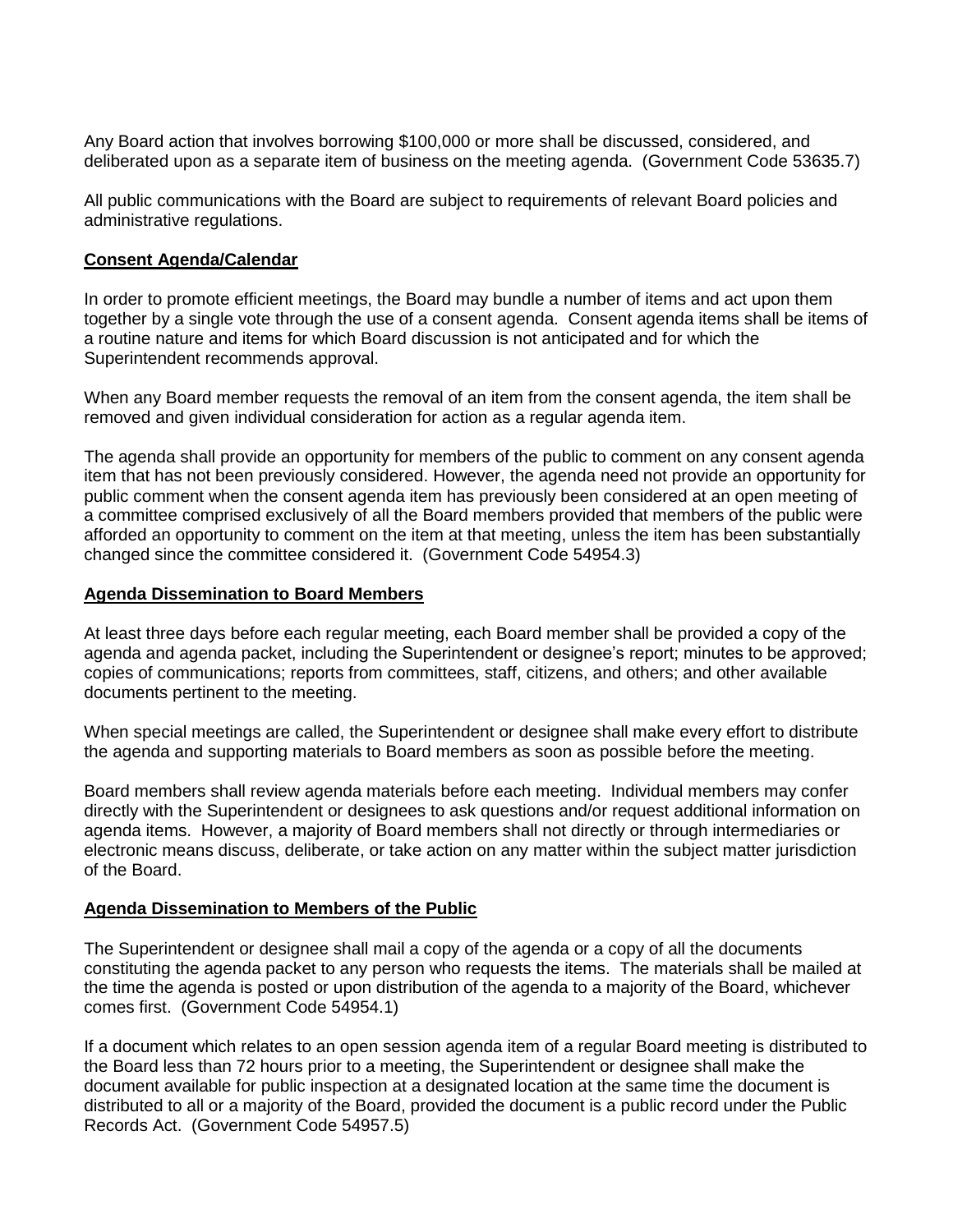Any Board action that involves borrowing $100,000 or more shall be discussed, considered, and deliberated upon as a separate item of business on the meeting agenda. (Government Code 53635.7)

All public communications with the Board are subject to requirements of relevant Board policies and administrative regulations.

**Consent Agenda/Calendar**

In order to promote efficient meetings, the Board may bundle a number of items and act upon them together by a single vote through the use of a consent agenda. Consent agenda items shall be items of a routine nature and items for which Board discussion is not anticipated and for which the Superintendent recommends approval.

When any Board member requests the removal of an item from the consent agenda, the item shall be removed and given individual consideration for action as a regular agenda item.

The agenda shall provide an opportunity for members of the public to comment on any consent agenda item that has not been previously considered. However, the agenda need not provide an opportunity for public comment when the consent agenda item has previously been considered at an open meeting of a committee comprised exclusively of all the Board members provided that members of the public were afforded an opportunity to comment on the item at that meeting, unless the item has been substantially changed since the committee considered it. (Government Code 54954.3)

**Agenda Dissemination to Board Members**

At least three days before each regular meeting, each Board member shall be provided a copy of the agenda and agenda packet, including the Superintendent or designee's report; minutes to be approved; copies of communications; reports from committees, staff, citizens, and others; and other available documents pertinent to the meeting.

When special meetings are called, the Superintendent or designee shall make every effort to distribute the agenda and supporting materials to Board members as soon as possible before the meeting.

Board members shall review agenda materials before each meeting. Individual members may confer directly with the Superintendent or designees to ask questions and/or request additional information on agenda items. However, a majority of Board members shall not directly or through intermediaries or electronic means discuss, deliberate, or take action on any matter within the subject matter jurisdiction of the Board.

**Agenda Dissemination to Members of the Public**

The Superintendent or designee shall mail a copy of the agenda or a copy of all the documents constituting the agenda packet to any person who requests the items. The materials shall be mailed at the time the agenda is posted or upon distribution of the agenda to a majority of the Board, whichever comes first. (Government Code 54954.1)

If a document which relates to an open session agenda item of a regular Board meeting is distributed to the Board less than 72 hours prior to a meeting, the Superintendent or designee shall make the document available for public inspection at a designated location at the same time the document is distributed to all or a majority of the Board, provided the document is a public record under the Public Records Act. (Government Code 54957.5)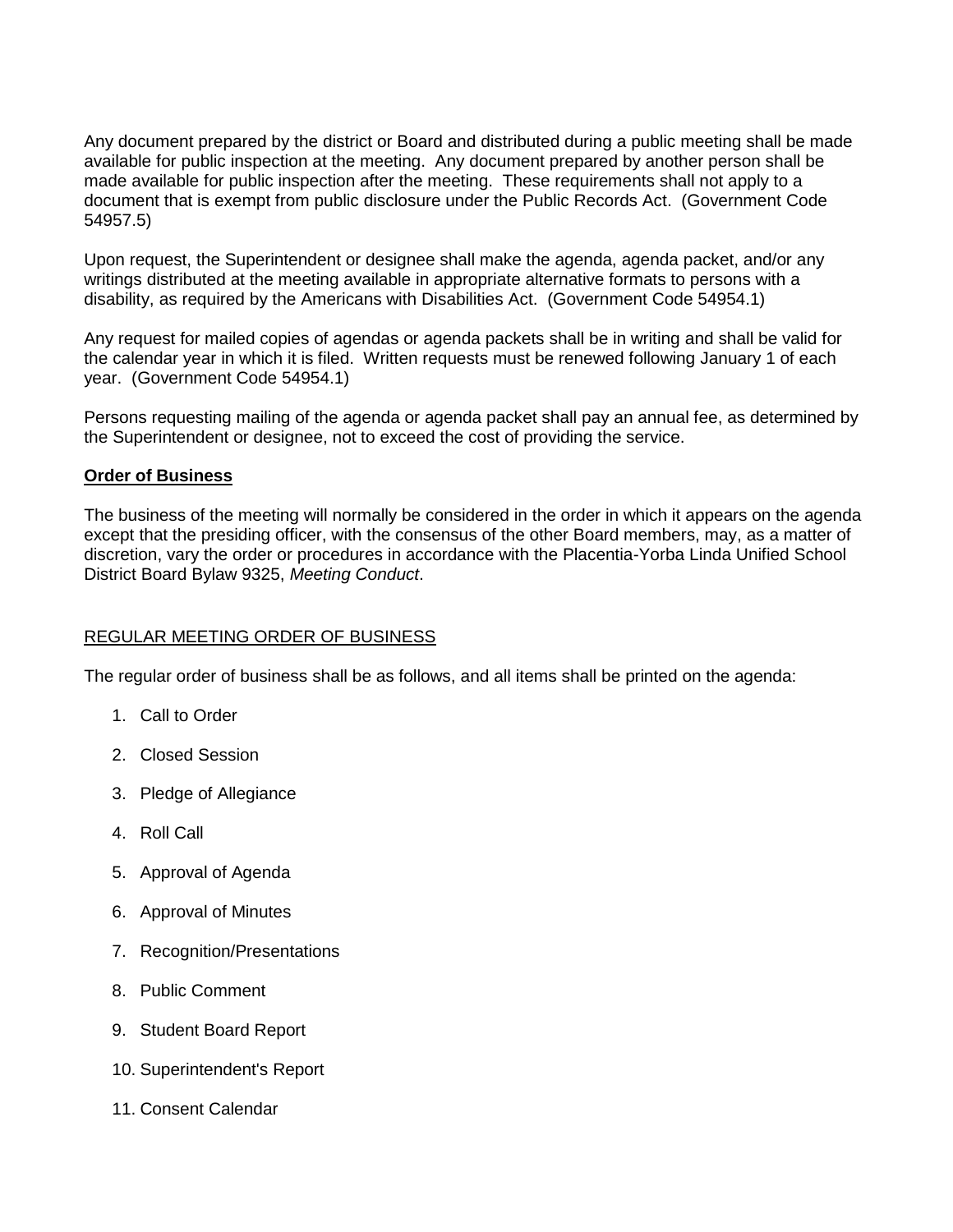Any document prepared by the district or Board and distributed during a public meeting shall be made available for public inspection at the meeting. Any document prepared by another person shall be made available for public inspection after the meeting. These requirements shall not apply to a document that is exempt from public disclosure under the Public Records Act. (Government Code 54957.5)

Upon request, the Superintendent or designee shall make the agenda, agenda packet, and/or any writings distributed at the meeting available in appropriate alternative formats to persons with a disability, as required by the Americans with Disabilities Act. (Government Code 54954.1)

Any request for mailed copies of agendas or agenda packets shall be in writing and shall be valid for the calendar year in which it is filed. Written requests must be renewed following January 1 of each year. (Government Code 54954.1)

Persons requesting mailing of the agenda or agenda packet shall pay an annual fee, as determined by the Superintendent or designee, not to exceed the cost of providing the service.

**Order of Business**

The business of the meeting will normally be considered in the order in which it appears on the agenda except that the presiding officer, with the consensus of the other Board members, may, as a matter of discretion, vary the order or procedures in accordance with the Placentia-Yorba Linda Unified School District Board Bylaw 9325, *Meeting Conduct*.

REGULAR MEETING ORDER OF BUSINESS

The regular order of business shall be as follows, and all items shall be printed on the agenda:

1. Call to Order
2. Closed Session
3. Pledge of Allegiance
4. Roll Call
5. Approval of Agenda
6. Approval of Minutes
7. Recognition/Presentations
8. Public Comment
9. Student Board Report
10. Superintendent's Report
11. Consent Calendar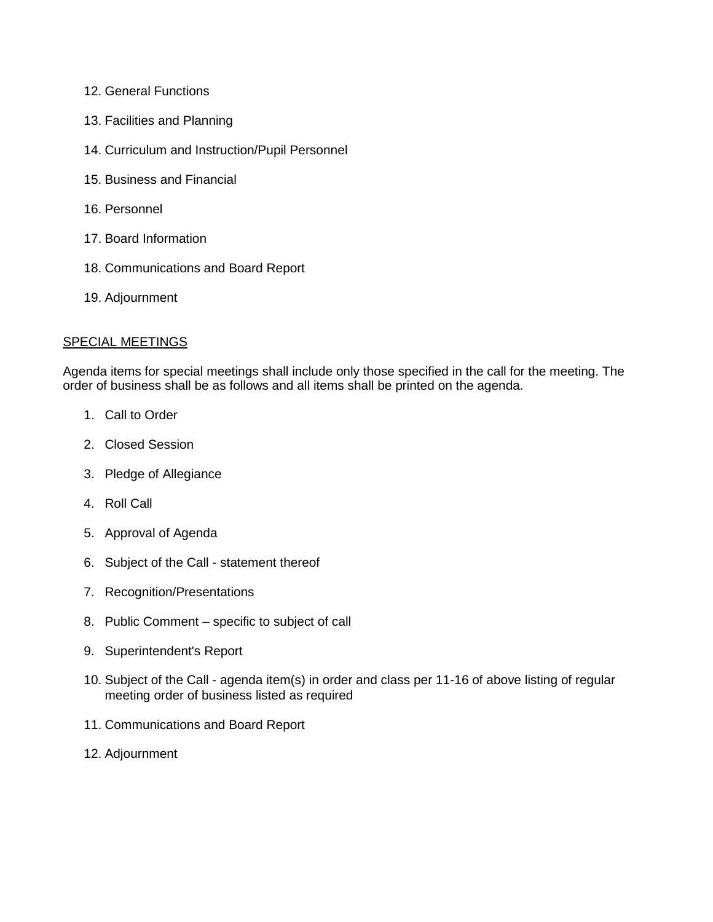12. General Functions
13. Facilities and Planning
14. Curriculum and Instruction/Pupil Personnel
15. Business and Financial
16. Personnel
17. Board Information
18. Communications and Board Report
19. Adjournment

<u>SPECIAL MEETINGS</u>

Agenda items for special meetings shall include only those specified in the call for the meeting. The order of business shall be as follows and all items shall be printed on the agenda.

1. Call to Order
2. Closed Session
3. Pledge of Allegiance
4. Roll Call
5. Approval of Agenda
6. Subject of the Call - statement thereof
7. Recognition/Presentations
8. Public Comment – specific to subject of call
9. Superintendent's Report
10. Subject of the Call - agenda item(s) in order and class per 11-16 of above listing of regular meeting order of business listed as required
11. Communications and Board Report
12. Adjournment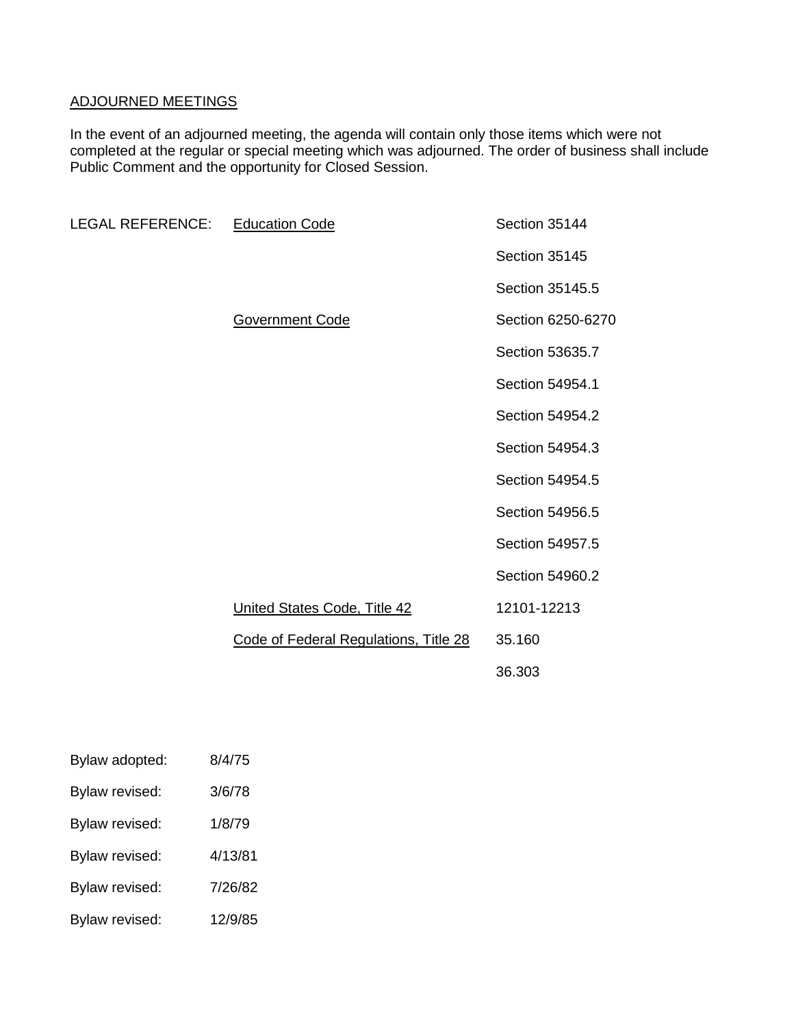ADJOURNED MEETINGS

In the event of an adjourned meeting, the agenda will contain only those items which were not completed at the regular or special meeting which was adjourned. The order of business shall include Public Comment and the opportunity for Closed Session.

| LEGAL REFERENCE: | Education Code | Section 35144 |
|---|---|---|
| | | Section 35145 |
| | | Section 35145.5 |
| | Government Code | Section 6250-6270 |
| | | Section 53635.7 |
| | | Section 54954.1 |
| | | Section 54954.2 |
| | | Section 54954.3 |
| | | Section 54954.5 |
| | | Section 54956.5 |
| | | Section 54957.5 |
| | | Section 54960.2 |
| | United States Code, Title 42 | 12101-12213 |
| | Code of Federal Regulations, Title 28 | 35.160 |
| | | 36.303 |

Bylaw adopted: 8/4/75

Bylaw revised: 3/6/78

Bylaw revised: 1/8/79

Bylaw revised: 4/13/81

Bylaw revised: 7/26/82

Bylaw revised: 12/9/85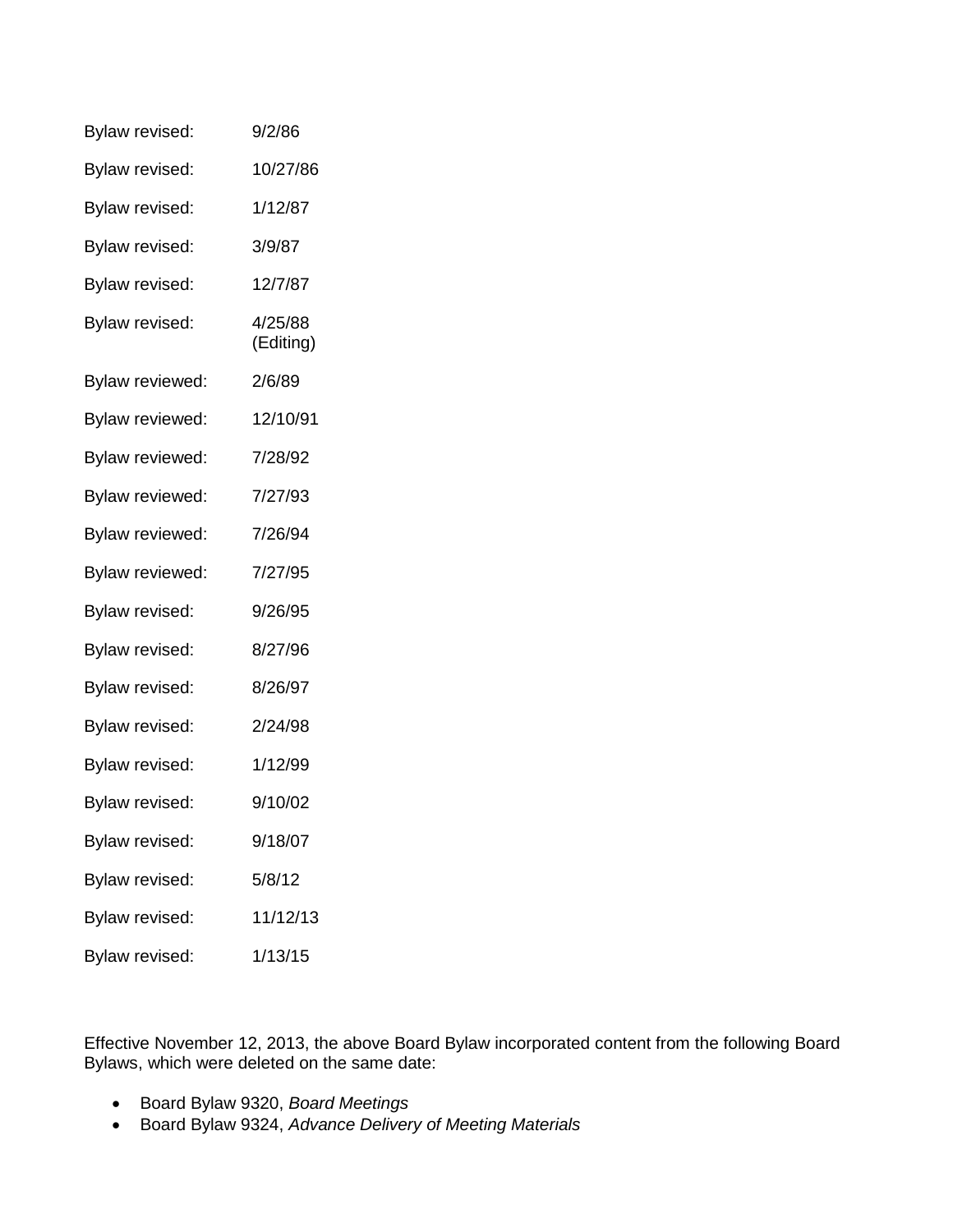| | |
|---|---|
| Bylaw revised: | 9/2/86 |
| Bylaw revised: | 10/27/86 |
| Bylaw revised: | 1/12/87 |
| Bylaw revised: | 3/9/87 |
| Bylaw revised: | 12/7/87 |
| Bylaw revised: | 4/25/88 (Editing) |
| Bylaw reviewed: | 2/6/89 |
| Bylaw reviewed: | 12/10/91 |
| Bylaw reviewed: | 7/28/92 |
| Bylaw reviewed: | 7/27/93 |
| Bylaw reviewed: | 7/26/94 |
| Bylaw reviewed: | 7/27/95 |
| Bylaw revised: | 9/26/95 |
| Bylaw revised: | 8/27/96 |
| Bylaw revised: | 8/26/97 |
| Bylaw revised: | 2/24/98 |
| Bylaw revised: | 1/12/99 |
| Bylaw revised: | 9/10/02 |
| Bylaw revised: | 9/18/07 |
| Bylaw revised: | 5/8/12 |
| Bylaw revised: | 11/12/13 |
| Bylaw revised: | 1/13/15 |

Effective November 12, 2013, the above Board Bylaw incorporated content from the following Board Bylaws, which were deleted on the same date:

- Board Bylaw 9320, *Board Meetings*
- Board Bylaw 9324, *Advance Delivery of Meeting Materials*